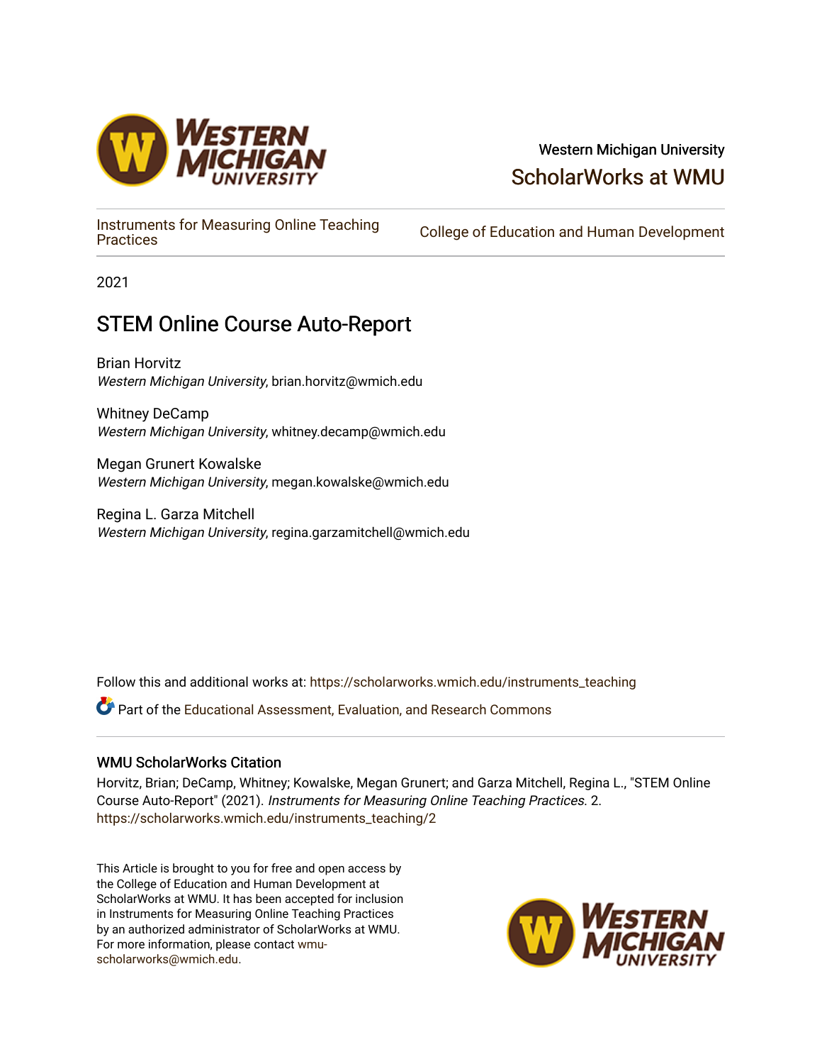Western Michigan University

ScholarWorks at WMU

Instruments for Measuring Online Teaching Practices

College of Education and Human Development

2021

# STEM Online Course Auto-Report

Brian Horvitz
*Western Michigan University*, brian.horvitz@wmich.edu

Whitney DeCamp
*Western Michigan University*, whitney.decamp@wmich.edu

Megan Grunert Kowalske
*Western Michigan University*, megan.kowalske@wmich.edu

Regina L. Garza Mitchell
*Western Michigan University*, regina.garzamitchell@wmich.edu

Follow this and additional works at: https://scholarworks.wmich.edu/instruments_teaching

Part of the Educational Assessment, Evaluation, and Research Commons

## WMU ScholarWorks Citation

Horvitz, Brian; DeCamp, Whitney; Kowalske, Megan Grunert; and Garza Mitchell, Regina L., "STEM Online Course Auto-Report" (2021). *Instruments for Measuring Online Teaching Practices.* 2.
https://scholarworks.wmich.edu/instruments_teaching/2

This Article is brought to you for free and open access by the College of Education and Human Development at ScholarWorks at WMU. It has been accepted for inclusion in Instruments for Measuring Online Teaching Practices by an authorized administrator of ScholarWorks at WMU. For more information, please contact wmu-scholarworks@wmich.edu.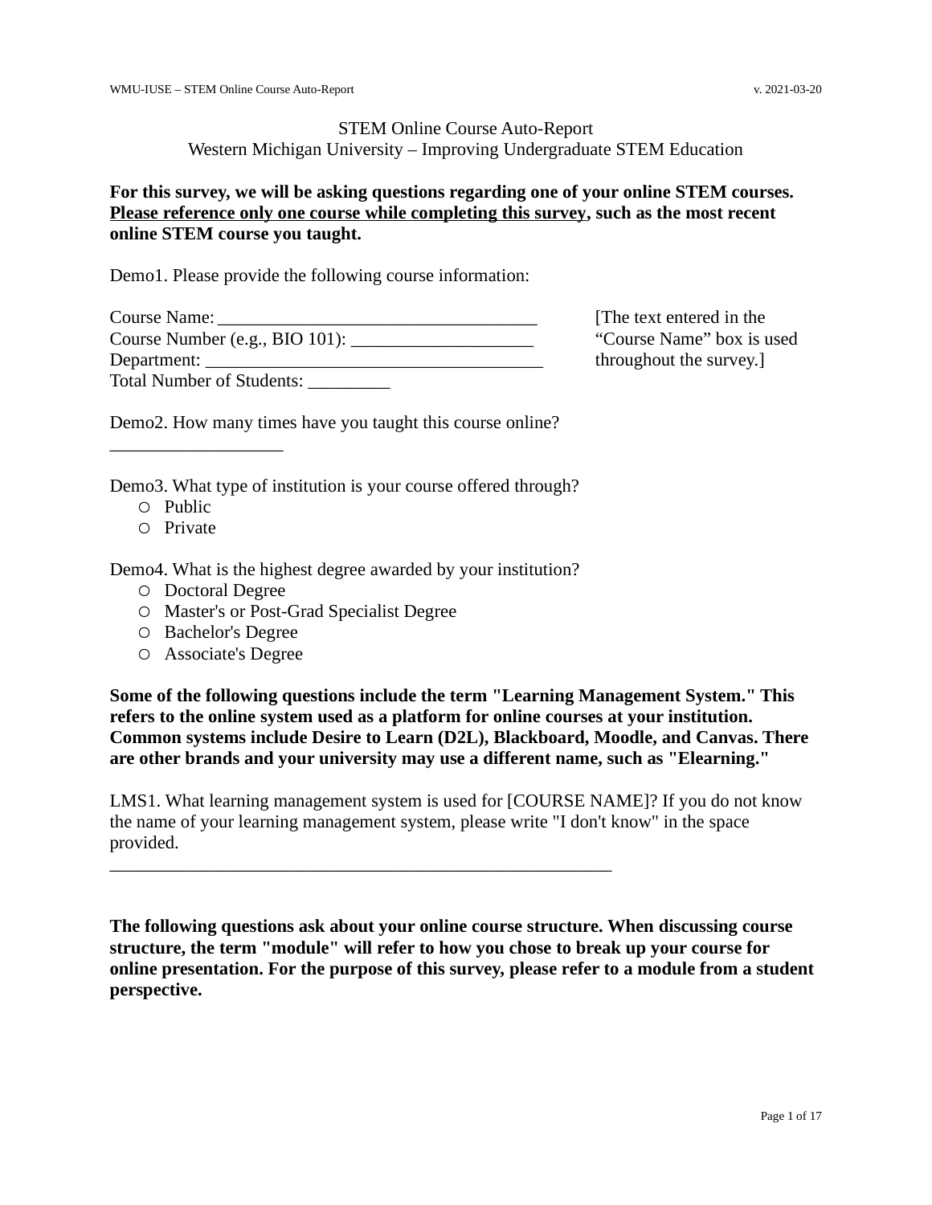STEM Online Course Auto-Report
Western Michigan University – Improving Undergraduate STEM Education

**For this survey, we will be asking questions regarding one of your online STEM courses. <u>Please reference only one course while completing this survey</u>, such as the most recent online STEM course you taught.**

Demo1. Please provide the following course information:

Course Name: ___________________________________
Course Number (e.g., BIO 101): ____________________
Department: _____________________________________
Total Number of Students: _________

[The text entered in the "Course Name" box is used throughout the survey.]

Demo2. How many times have you taught this course online?
___________________

Demo3. What type of institution is your course offered through?

- ○ Public
- ○ Private

Demo4. What is the highest degree awarded by your institution?

- ○ Doctoral Degree
- ○ Master's or Post-Grad Specialist Degree
- ○ Bachelor's Degree
- ○ Associate's Degree

**Some of the following questions include the term "Learning Management System." This refers to the online system used as a platform for online courses at your institution. Common systems include Desire to Learn (D2L), Blackboard, Moodle, and Canvas. There are other brands and your university may use a different name, such as "Elearning."**

LMS1. What learning management system is used for [COURSE NAME]? If you do not know the name of your learning management system, please write "I don't know" in the space provided.
_________________________________________________________

**The following questions ask about your online course structure. When discussing course structure, the term "module" will refer to how you chose to break up your course for online presentation. For the purpose of this survey, please refer to a module from a student perspective.**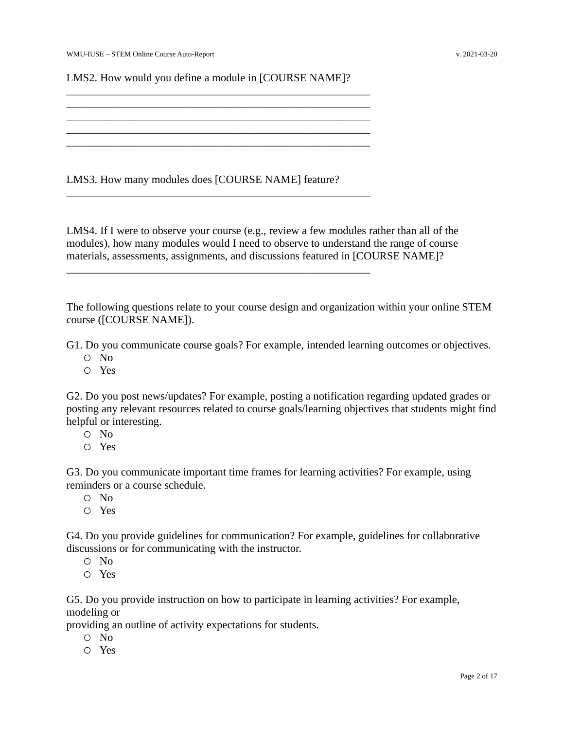LMS2. How would you define a module in [COURSE NAME]?

\_\_\_\_\_\_\_\_\_\_\_\_\_\_\_\_\_\_\_\_\_\_\_\_\_\_\_\_\_\_\_\_\_\_\_\_\_\_\_\_\_\_\_\_\_\_\_\_\_\_\_\_\_\_\_\_

\_\_\_\_\_\_\_\_\_\_\_\_\_\_\_\_\_\_\_\_\_\_\_\_\_\_\_\_\_\_\_\_\_\_\_\_\_\_\_\_\_\_\_\_\_\_\_\_\_\_\_\_\_\_\_\_

\_\_\_\_\_\_\_\_\_\_\_\_\_\_\_\_\_\_\_\_\_\_\_\_\_\_\_\_\_\_\_\_\_\_\_\_\_\_\_\_\_\_\_\_\_\_\_\_\_\_\_\_\_\_\_\_

\_\_\_\_\_\_\_\_\_\_\_\_\_\_\_\_\_\_\_\_\_\_\_\_\_\_\_\_\_\_\_\_\_\_\_\_\_\_\_\_\_\_\_\_\_\_\_\_\_\_\_\_\_\_\_\_

\_\_\_\_\_\_\_\_\_\_\_\_\_\_\_\_\_\_\_\_\_\_\_\_\_\_\_\_\_\_\_\_\_\_\_\_\_\_\_\_\_\_\_\_\_\_\_\_\_\_\_\_\_\_\_\_

LMS3. How many modules does [COURSE NAME] feature?

\_\_\_\_\_\_\_\_\_\_\_\_\_\_\_\_\_\_\_\_\_\_\_\_\_\_\_\_\_\_\_\_\_\_\_\_\_\_\_\_\_\_\_\_\_\_\_\_\_\_\_\_\_\_\_\_

LMS4. If I were to observe your course (e.g., review a few modules rather than all of the modules), how many modules would I need to observe to understand the range of course materials, assessments, assignments, and discussions featured in [COURSE NAME]?

\_\_\_\_\_\_\_\_\_\_\_\_\_\_\_\_\_\_\_\_\_\_\_\_\_\_\_\_\_\_\_\_\_\_\_\_\_\_\_\_\_\_\_\_\_\_\_\_\_\_\_\_\_\_\_\_

The following questions relate to your course design and organization within your online STEM course ([COURSE NAME]).

G1. Do you communicate course goals? For example, intended learning outcomes or objectives.
- ○ No
- ○ Yes

G2. Do you post news/updates? For example, posting a notification regarding updated grades or posting any relevant resources related to course goals/learning objectives that students might find helpful or interesting.
- ○ No
- ○ Yes

G3. Do you communicate important time frames for learning activities? For example, using reminders or a course schedule.
- ○ No
- ○ Yes

G4. Do you provide guidelines for communication? For example, guidelines for collaborative discussions or for communicating with the instructor.
- ○ No
- ○ Yes

G5. Do you provide instruction on how to participate in learning activities? For example, modeling or providing an outline of activity expectations for students.
- ○ No
- ○ Yes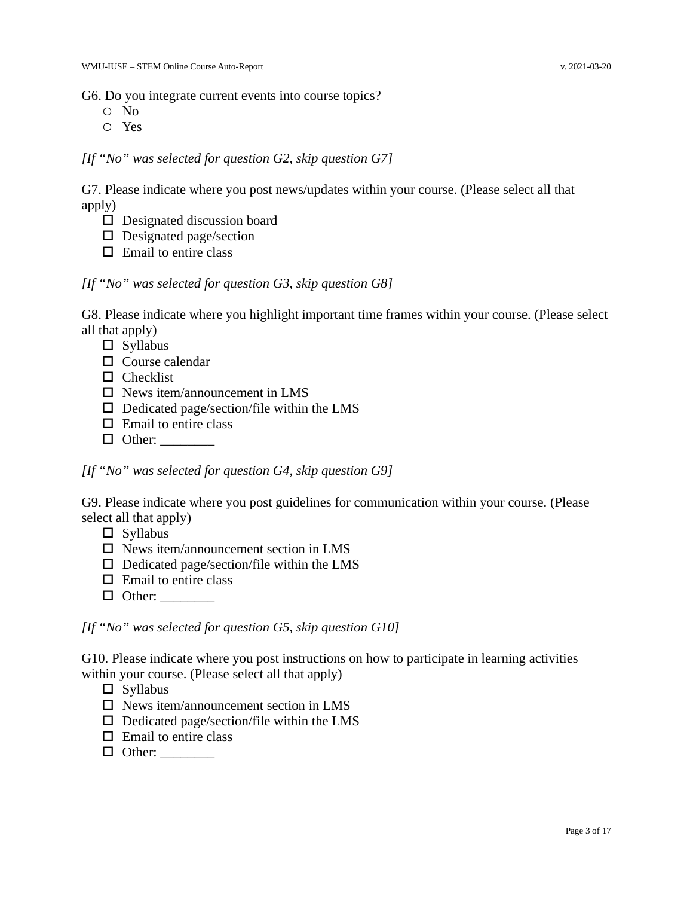G6. Do you integrate current events into course topics?

- ○ No
- ○ Yes

*[If "No" was selected for question G2, skip question G7]*

G7. Please indicate where you post news/updates within your course. (Please select all that apply)

- ☐ Designated discussion board
- ☐ Designated page/section
- ☐ Email to entire class

*[If "No" was selected for question G3, skip question G8]*

G8. Please indicate where you highlight important time frames within your course. (Please select all that apply)

- ☐ Syllabus
- ☐ Course calendar
- ☐ Checklist
- ☐ News item/announcement in LMS
- ☐ Dedicated page/section/file within the LMS
- ☐ Email to entire class
- ☐ Other: ________

*[If "No" was selected for question G4, skip question G9]*

G9. Please indicate where you post guidelines for communication within your course. (Please select all that apply)

- ☐ Syllabus
- ☐ News item/announcement section in LMS
- ☐ Dedicated page/section/file within the LMS
- ☐ Email to entire class
- ☐ Other: ________

*[If "No" was selected for question G5, skip question G10]*

G10. Please indicate where you post instructions on how to participate in learning activities within your course. (Please select all that apply)

- ☐ Syllabus
- ☐ News item/announcement section in LMS
- ☐ Dedicated page/section/file within the LMS
- ☐ Email to entire class
- ☐ Other: ________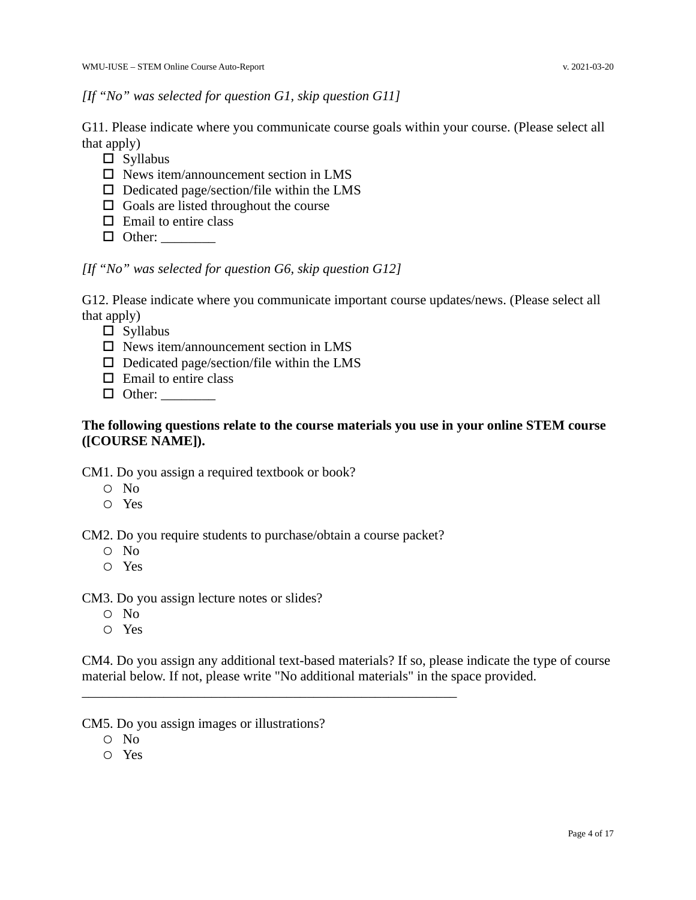*[If "No" was selected for question G1, skip question G11]*

G11. Please indicate where you communicate course goals within your course. (Please select all that apply)

- ☐ Syllabus
- ☐ News item/announcement section in LMS
- ☐ Dedicated page/section/file within the LMS
- ☐ Goals are listed throughout the course
- ☐ Email to entire class
- ☐ Other: ________

*[If "No" was selected for question G6, skip question G12]*

G12. Please indicate where you communicate important course updates/news. (Please select all that apply)

- ☐ Syllabus
- ☐ News item/announcement section in LMS
- ☐ Dedicated page/section/file within the LMS
- ☐ Email to entire class
- ☐ Other: ________

**The following questions relate to the course materials you use in your online STEM course ([COURSE NAME]).**

CM1. Do you assign a required textbook or book?

- ○ No
- ○ Yes

CM2. Do you require students to purchase/obtain a course packet?

- ○ No
- ○ Yes

CM3. Do you assign lecture notes or slides?

- ○ No
- ○ Yes

CM4. Do you assign any additional text-based materials? If so, please indicate the type of course material below. If not, please write "No additional materials" in the space provided.

__________________________________________________________

CM5. Do you assign images or illustrations?

- ○ No
- ○ Yes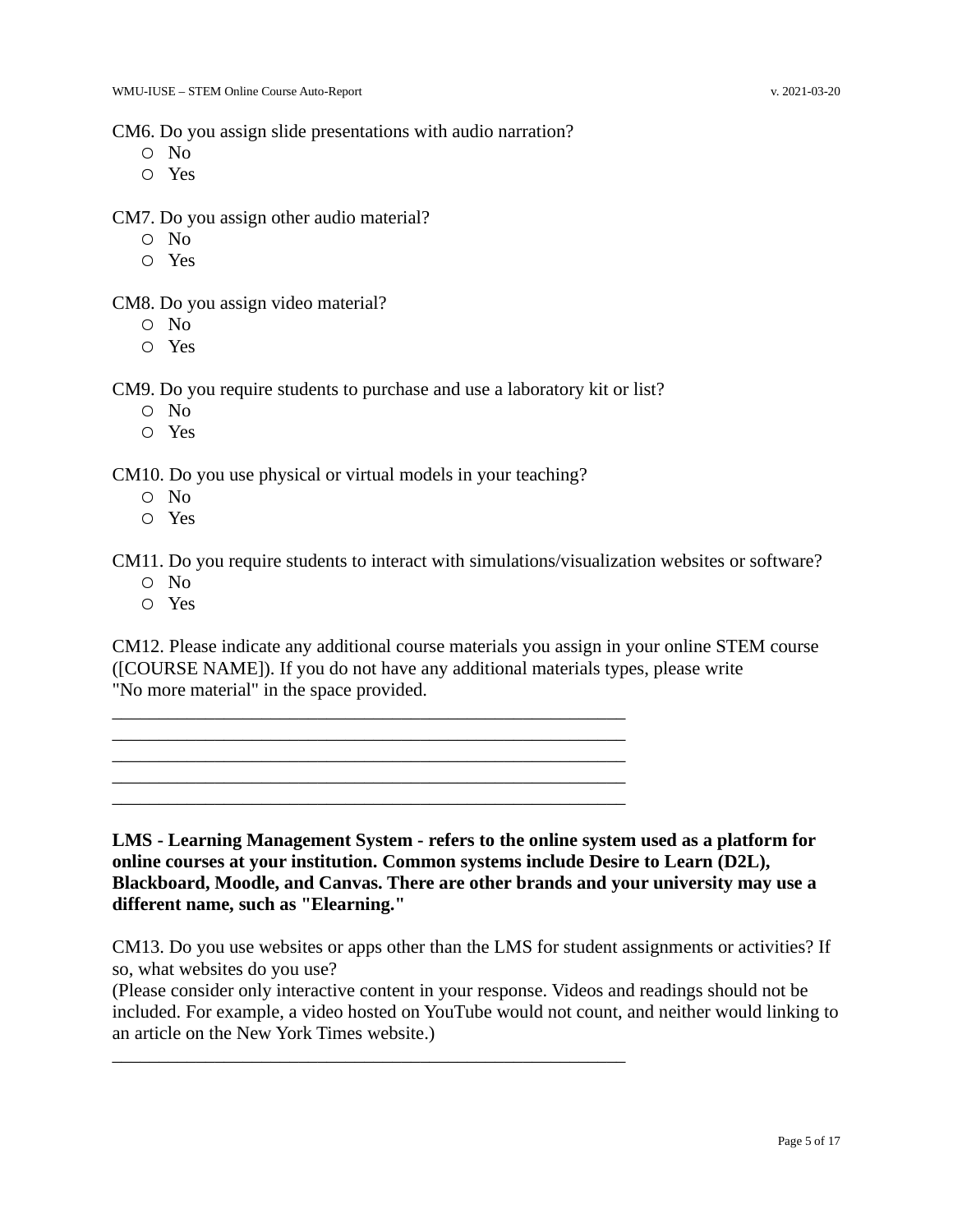CM6. Do you assign slide presentations with audio narration?

- ○ No
- ○ Yes

CM7. Do you assign other audio material?

- ○ No
- ○ Yes

CM8. Do you assign video material?

- ○ No
- ○ Yes

CM9. Do you require students to purchase and use a laboratory kit or list?

- ○ No
- ○ Yes

CM10. Do you use physical or virtual models in your teaching?

- ○ No
- ○ Yes

CM11. Do you require students to interact with simulations/visualization websites or software?

- ○ No
- ○ Yes

CM12. Please indicate any additional course materials you assign in your online STEM course ([COURSE NAME]). If you do not have any additional materials types, please write "No more material" in the space provided.

________________________________________________________________
________________________________________________________________
________________________________________________________________
________________________________________________________________
________________________________________________________________

**LMS - Learning Management System - refers to the online system used as a platform for online courses at your institution. Common systems include Desire to Learn (D2L), Blackboard, Moodle, and Canvas. There are other brands and your university may use a different name, such as "Elearning."**

CM13. Do you use websites or apps other than the LMS for student assignments or activities? If so, what websites do you use?
(Please consider only interactive content in your response. Videos and readings should not be included. For example, a video hosted on YouTube would not count, and neither would linking to an article on the New York Times website.)

________________________________________________________________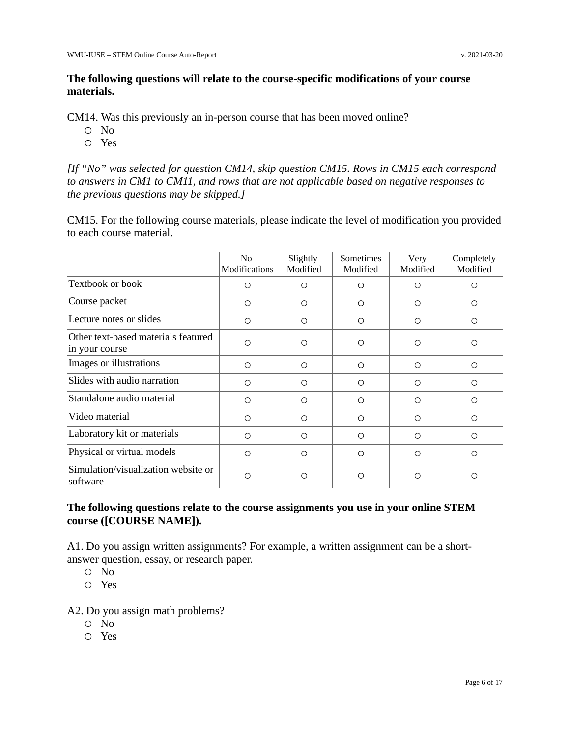**The following questions will relate to the course-specific modifications of your course materials.**

CM14. Was this previously an in-person course that has been moved online?

- ○ No
- ○ Yes

*[If "No" was selected for question CM14, skip question CM15. Rows in CM15 each correspond to answers in CM1 to CM11, and rows that are not applicable based on negative responses to the previous questions may be skipped.]*

CM15. For the following course materials, please indicate the level of modification you provided to each course material.

| | No Modifications | Slightly Modified | Sometimes Modified | Very Modified | Completely Modified |
|---|---|---|---|---|---|
| Textbook or book | ○ | ○ | ○ | ○ | ○ |
| Course packet | ○ | ○ | ○ | ○ | ○ |
| Lecture notes or slides | ○ | ○ | ○ | ○ | ○ |
| Other text-based materials featured in your course | ○ | ○ | ○ | ○ | ○ |
| Images or illustrations | ○ | ○ | ○ | ○ | ○ |
| Slides with audio narration | ○ | ○ | ○ | ○ | ○ |
| Standalone audio material | ○ | ○ | ○ | ○ | ○ |
| Video material | ○ | ○ | ○ | ○ | ○ |
| Laboratory kit or materials | ○ | ○ | ○ | ○ | ○ |
| Physical or virtual models | ○ | ○ | ○ | ○ | ○ |
| Simulation/visualization website or software | ○ | ○ | ○ | ○ | ○ |

**The following questions relate to the course assignments you use in your online STEM course ([COURSE NAME]).**

A1. Do you assign written assignments? For example, a written assignment can be a short-answer question, essay, or research paper.

- ○ No
- ○ Yes

A2. Do you assign math problems?

- ○ No
- ○ Yes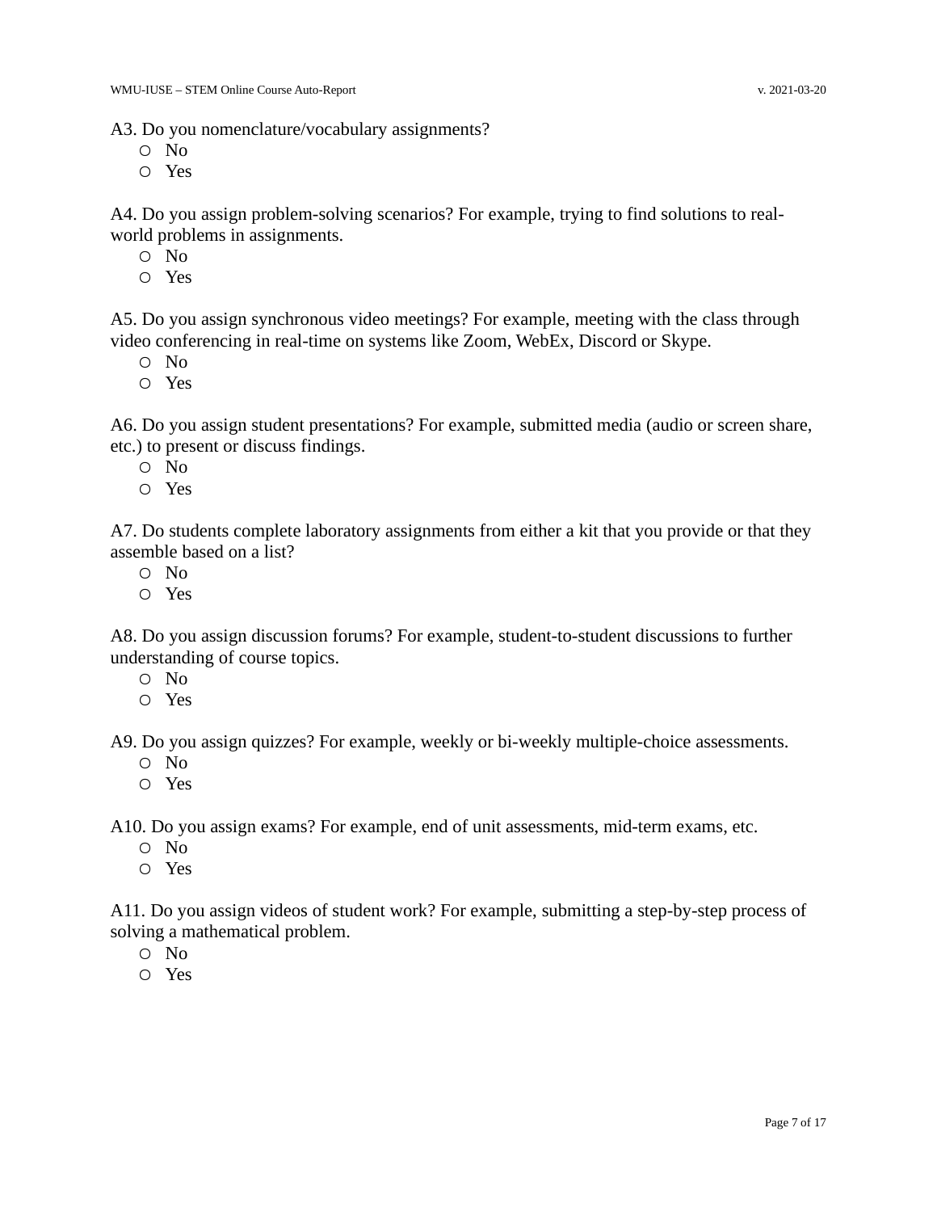A3. Do you nomenclature/vocabulary assignments?

- ○ No
- ○ Yes

A4. Do you assign problem-solving scenarios? For example, trying to find solutions to real-world problems in assignments.

- ○ No
- ○ Yes

A5. Do you assign synchronous video meetings? For example, meeting with the class through video conferencing in real-time on systems like Zoom, WebEx, Discord or Skype.

- ○ No
- ○ Yes

A6. Do you assign student presentations? For example, submitted media (audio or screen share, etc.) to present or discuss findings.

- ○ No
- ○ Yes

A7. Do students complete laboratory assignments from either a kit that you provide or that they assemble based on a list?

- ○ No
- ○ Yes

A8. Do you assign discussion forums? For example, student-to-student discussions to further understanding of course topics.

- ○ No
- ○ Yes

A9. Do you assign quizzes? For example, weekly or bi-weekly multiple-choice assessments.

- ○ No
- ○ Yes

A10. Do you assign exams? For example, end of unit assessments, mid-term exams, etc.

- ○ No
- ○ Yes

A11. Do you assign videos of student work? For example, submitting a step-by-step process of solving a mathematical problem.

- ○ No
- ○ Yes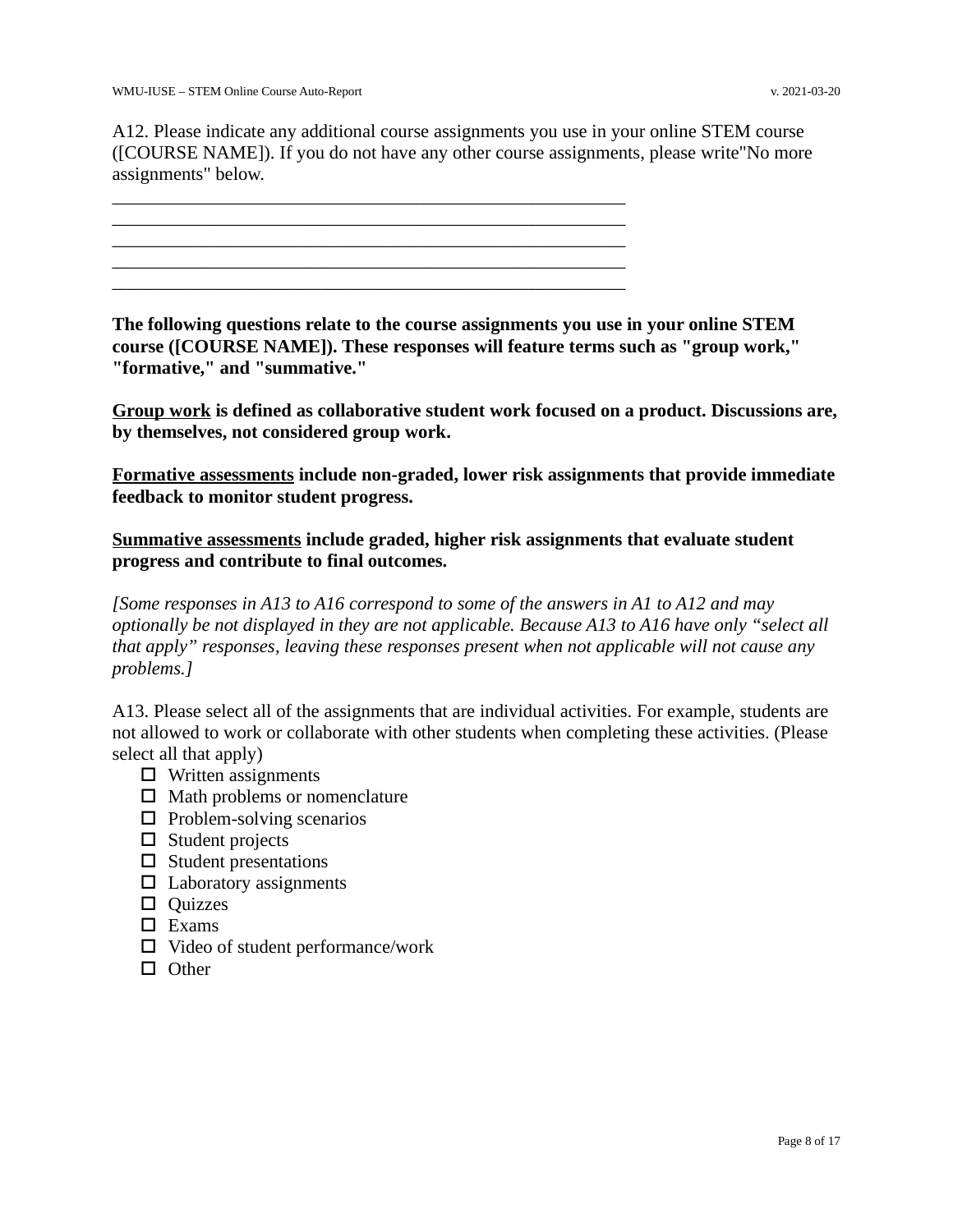A12. Please indicate any additional course assignments you use in your online STEM course ([COURSE NAME]). If you do not have any other course assignments, please write"No more assignments" below.

___________________________________________________________
___________________________________________________________
___________________________________________________________
___________________________________________________________
___________________________________________________________

**The following questions relate to the course assignments you use in your online STEM course ([COURSE NAME]). These responses will feature terms such as "group work," "formative," and "summative."**

**<u>Group work</u> is defined as collaborative student work focused on a product. Discussions are, by themselves, not considered group work.**

**<u>Formative assessments</u> include non-graded, lower risk assignments that provide immediate feedback to monitor student progress.**

**<u>Summative assessments</u> include graded, higher risk assignments that evaluate student progress and contribute to final outcomes.**

*[Some responses in A13 to A16 correspond to some of the answers in A1 to A12 and may optionally be not displayed in they are not applicable. Because A13 to A16 have only "select all that apply" responses, leaving these responses present when not applicable will not cause any problems.]*

A13. Please select all of the assignments that are individual activities. For example, students are not allowed to work or collaborate with other students when completing these activities. (Please select all that apply)

- ☐ Written assignments
- ☐ Math problems or nomenclature
- ☐ Problem-solving scenarios
- ☐ Student projects
- ☐ Student presentations
- ☐ Laboratory assignments
- ☐ Quizzes
- ☐ Exams
- ☐ Video of student performance/work
- ☐ Other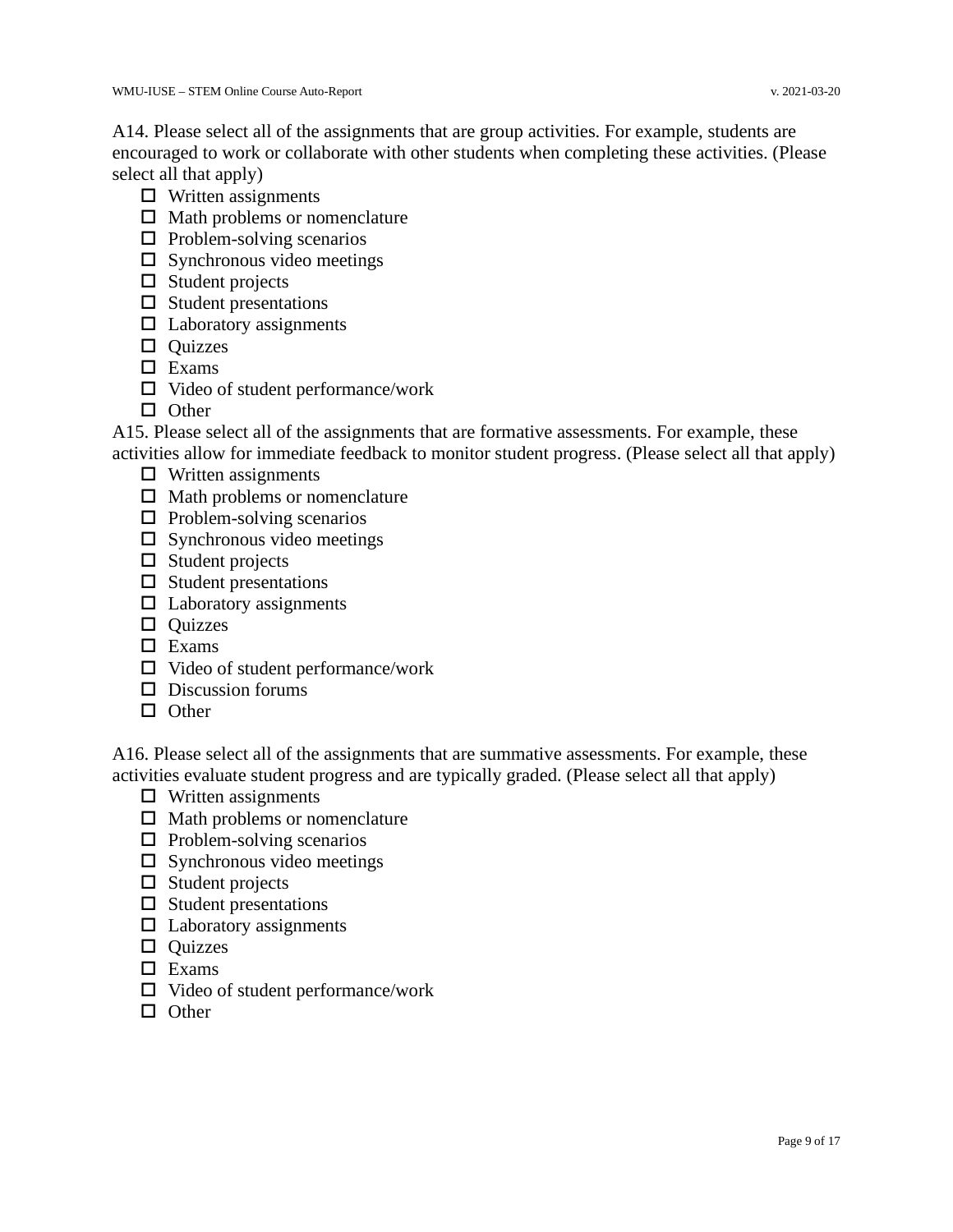A14. Please select all of the assignments that are group activities. For example, students are encouraged to work or collaborate with other students when completing these activities. (Please select all that apply)

- ☐ Written assignments
- ☐ Math problems or nomenclature
- ☐ Problem-solving scenarios
- ☐ Synchronous video meetings
- ☐ Student projects
- ☐ Student presentations
- ☐ Laboratory assignments
- ☐ Quizzes
- ☐ Exams
- ☐ Video of student performance/work
- ☐ Other

A15. Please select all of the assignments that are formative assessments. For example, these activities allow for immediate feedback to monitor student progress. (Please select all that apply)

- ☐ Written assignments
- ☐ Math problems or nomenclature
- ☐ Problem-solving scenarios
- ☐ Synchronous video meetings
- ☐ Student projects
- ☐ Student presentations
- ☐ Laboratory assignments
- ☐ Quizzes
- ☐ Exams
- ☐ Video of student performance/work
- ☐ Discussion forums
- ☐ Other

A16. Please select all of the assignments that are summative assessments. For example, these activities evaluate student progress and are typically graded. (Please select all that apply)

- ☐ Written assignments
- ☐ Math problems or nomenclature
- ☐ Problem-solving scenarios
- ☐ Synchronous video meetings
- ☐ Student projects
- ☐ Student presentations
- ☐ Laboratory assignments
- ☐ Quizzes
- ☐ Exams
- ☐ Video of student performance/work
- ☐ Other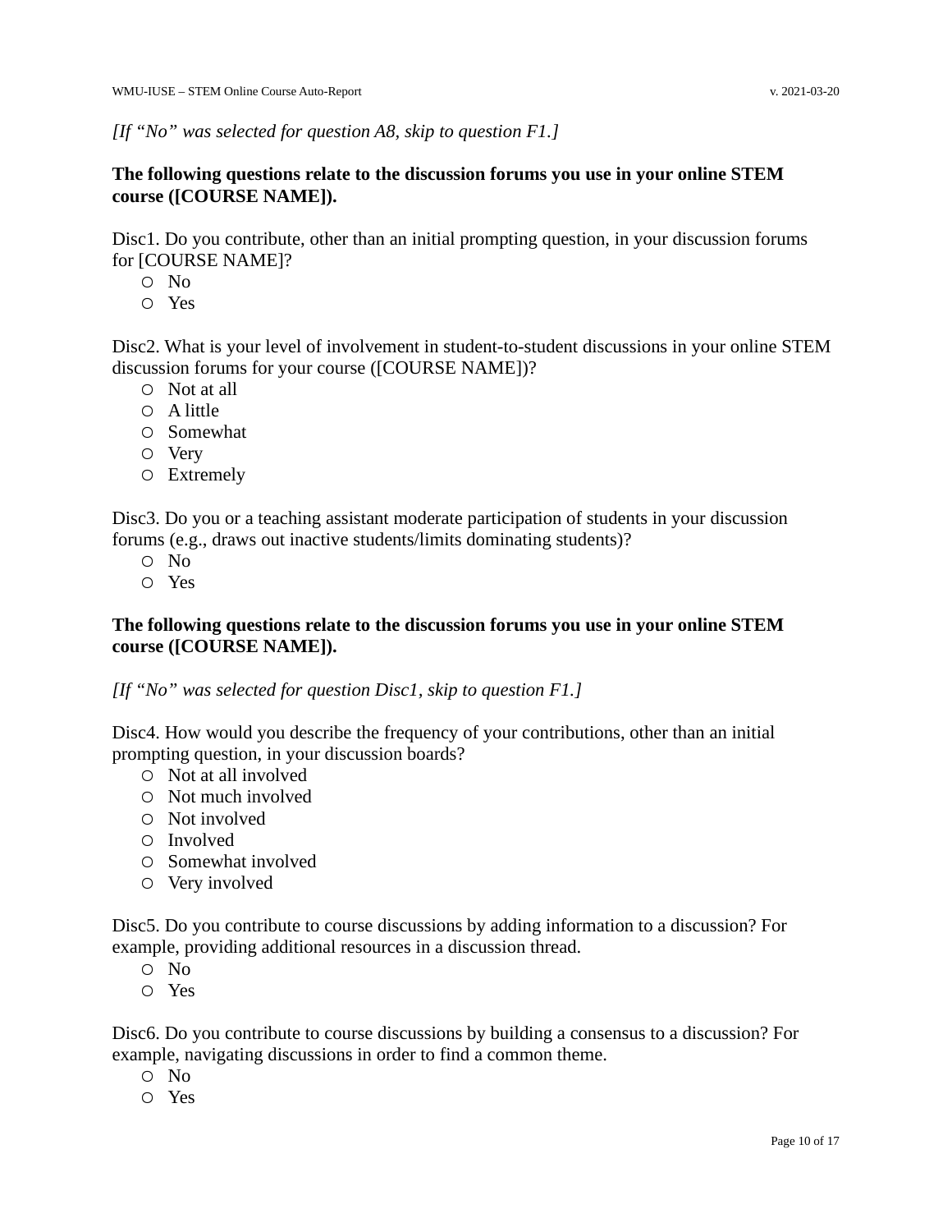*[If "No" was selected for question A8, skip to question F1.]*

**The following questions relate to the discussion forums you use in your online STEM course ([COURSE NAME]).**

Disc1. Do you contribute, other than an initial prompting question, in your discussion forums for [COURSE NAME]?

- ○ No
- ○ Yes

Disc2. What is your level of involvement in student-to-student discussions in your online STEM discussion forums for your course ([COURSE NAME])?

- ○ Not at all
- ○ A little
- ○ Somewhat
- ○ Very
- ○ Extremely

Disc3. Do you or a teaching assistant moderate participation of students in your discussion forums (e.g., draws out inactive students/limits dominating students)?

- ○ No
- ○ Yes

**The following questions relate to the discussion forums you use in your online STEM course ([COURSE NAME]).**

*[If "No" was selected for question Disc1, skip to question F1.]*

Disc4. How would you describe the frequency of your contributions, other than an initial prompting question, in your discussion boards?

- ○ Not at all involved
- ○ Not much involved
- ○ Not involved
- ○ Involved
- ○ Somewhat involved
- ○ Very involved

Disc5. Do you contribute to course discussions by adding information to a discussion? For example, providing additional resources in a discussion thread.

- ○ No
- ○ Yes

Disc6. Do you contribute to course discussions by building a consensus to a discussion? For example, navigating discussions in order to find a common theme.

- ○ No
- ○ Yes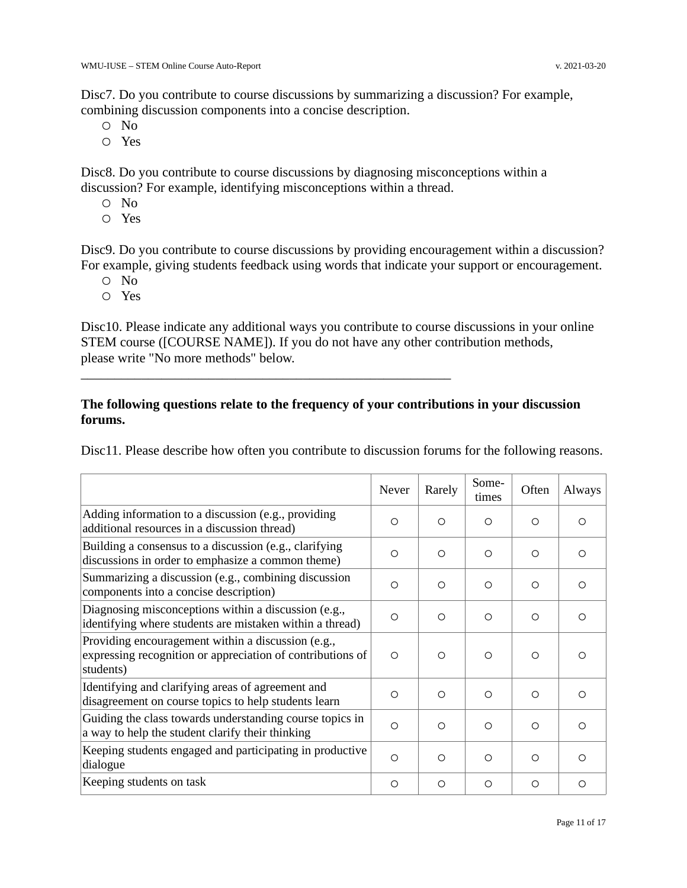Disc7. Do you contribute to course discussions by summarizing a discussion? For example, combining discussion components into a concise description.

- ○ No
- ○ Yes

Disc8. Do you contribute to course discussions by diagnosing misconceptions within a discussion? For example, identifying misconceptions within a thread.

- ○ No
- ○ Yes

Disc9. Do you contribute to course discussions by providing encouragement within a discussion? For example, giving students feedback using words that indicate your support or encouragement.

- ○ No
- ○ Yes

Disc10. Please indicate any additional ways you contribute to course discussions in your online STEM course ([COURSE NAME]). If you do not have any other contribution methods, please write "No more methods" below.

________________________________________________________

**The following questions relate to the frequency of your contributions in your discussion forums.**

Disc11. Please describe how often you contribute to discussion forums for the following reasons.

| | Never | Rarely | Some-times | Often | Always |
|---|---|---|---|---|---|
| Adding information to a discussion (e.g., providing additional resources in a discussion thread) | ○ | ○ | ○ | ○ | ○ |
| Building a consensus to a discussion (e.g., clarifying discussions in order to emphasize a common theme) | ○ | ○ | ○ | ○ | ○ |
| Summarizing a discussion (e.g., combining discussion components into a concise description) | ○ | ○ | ○ | ○ | ○ |
| Diagnosing misconceptions within a discussion (e.g., identifying where students are mistaken within a thread) | ○ | ○ | ○ | ○ | ○ |
| Providing encouragement within a discussion (e.g., expressing recognition or appreciation of contributions of students) | ○ | ○ | ○ | ○ | ○ |
| Identifying and clarifying areas of agreement and disagreement on course topics to help students learn | ○ | ○ | ○ | ○ | ○ |
| Guiding the class towards understanding course topics in a way to help the student clarify their thinking | ○ | ○ | ○ | ○ | ○ |
| Keeping students engaged and participating in productive dialogue | ○ | ○ | ○ | ○ | ○ |
| Keeping students on task | ○ | ○ | ○ | ○ | ○ |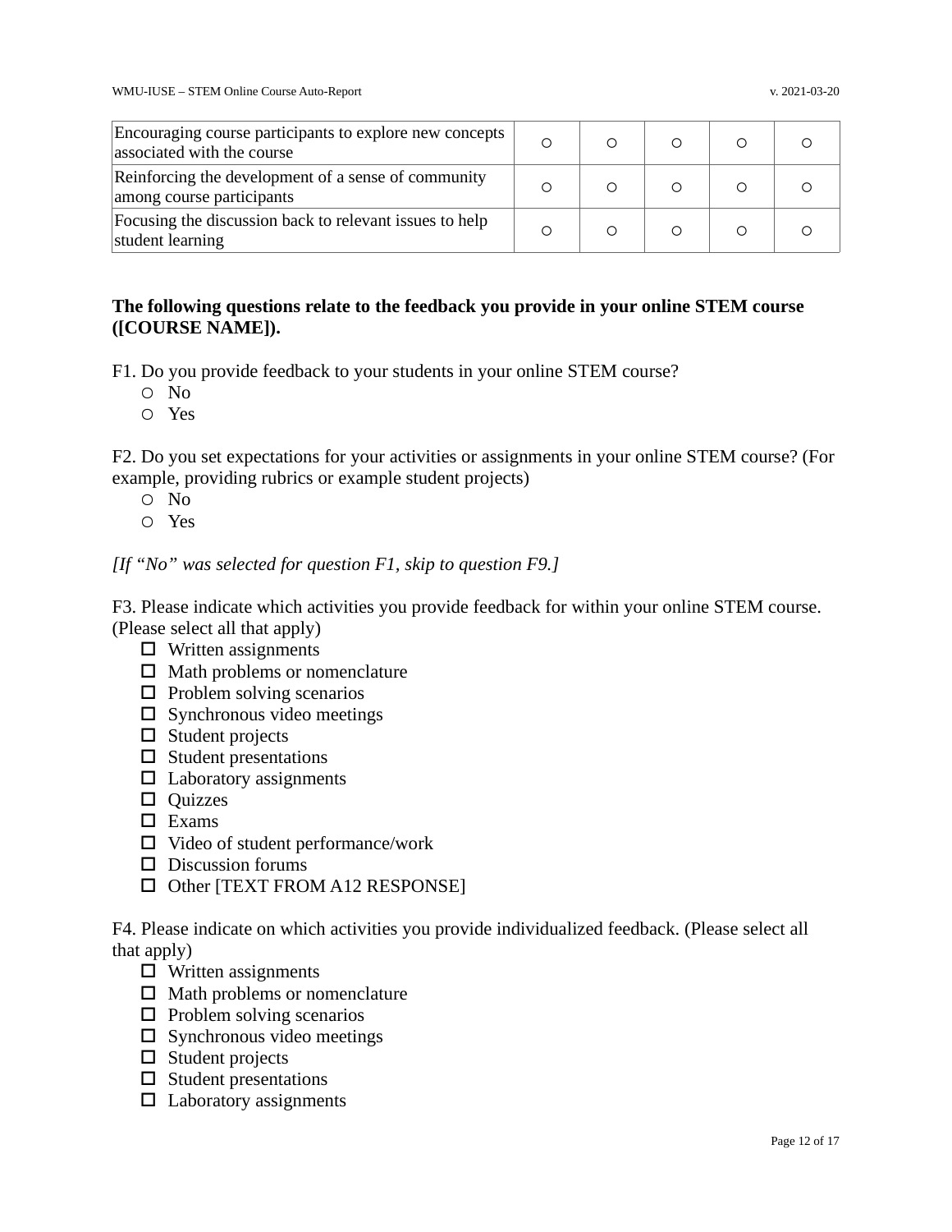| | | | | | |
|---|---|---|---|---|---|
| Encouraging course participants to explore new concepts associated with the course | ○ | ○ | ○ | ○ | ○ |
| Reinforcing the development of a sense of community among course participants | ○ | ○ | ○ | ○ | ○ |
| Focusing the discussion back to relevant issues to help student learning | ○ | ○ | ○ | ○ | ○ |

**The following questions relate to the feedback you provide in your online STEM course ([COURSE NAME]).**

F1. Do you provide feedback to your students in your online STEM course?

- ○ No
- ○ Yes

F2. Do you set expectations for your activities or assignments in your online STEM course? (For example, providing rubrics or example student projects)

- ○ No
- ○ Yes

*[If "No" was selected for question F1, skip to question F9.]*

F3. Please indicate which activities you provide feedback for within your online STEM course. (Please select all that apply)

- ☐ Written assignments
- ☐ Math problems or nomenclature
- ☐ Problem solving scenarios
- ☐ Synchronous video meetings
- ☐ Student projects
- ☐ Student presentations
- ☐ Laboratory assignments
- ☐ Quizzes
- ☐ Exams
- ☐ Video of student performance/work
- ☐ Discussion forums
- ☐ Other [TEXT FROM A12 RESPONSE]

F4. Please indicate on which activities you provide individualized feedback. (Please select all that apply)

- ☐ Written assignments
- ☐ Math problems or nomenclature
- ☐ Problem solving scenarios
- ☐ Synchronous video meetings
- ☐ Student projects
- ☐ Student presentations
- ☐ Laboratory assignments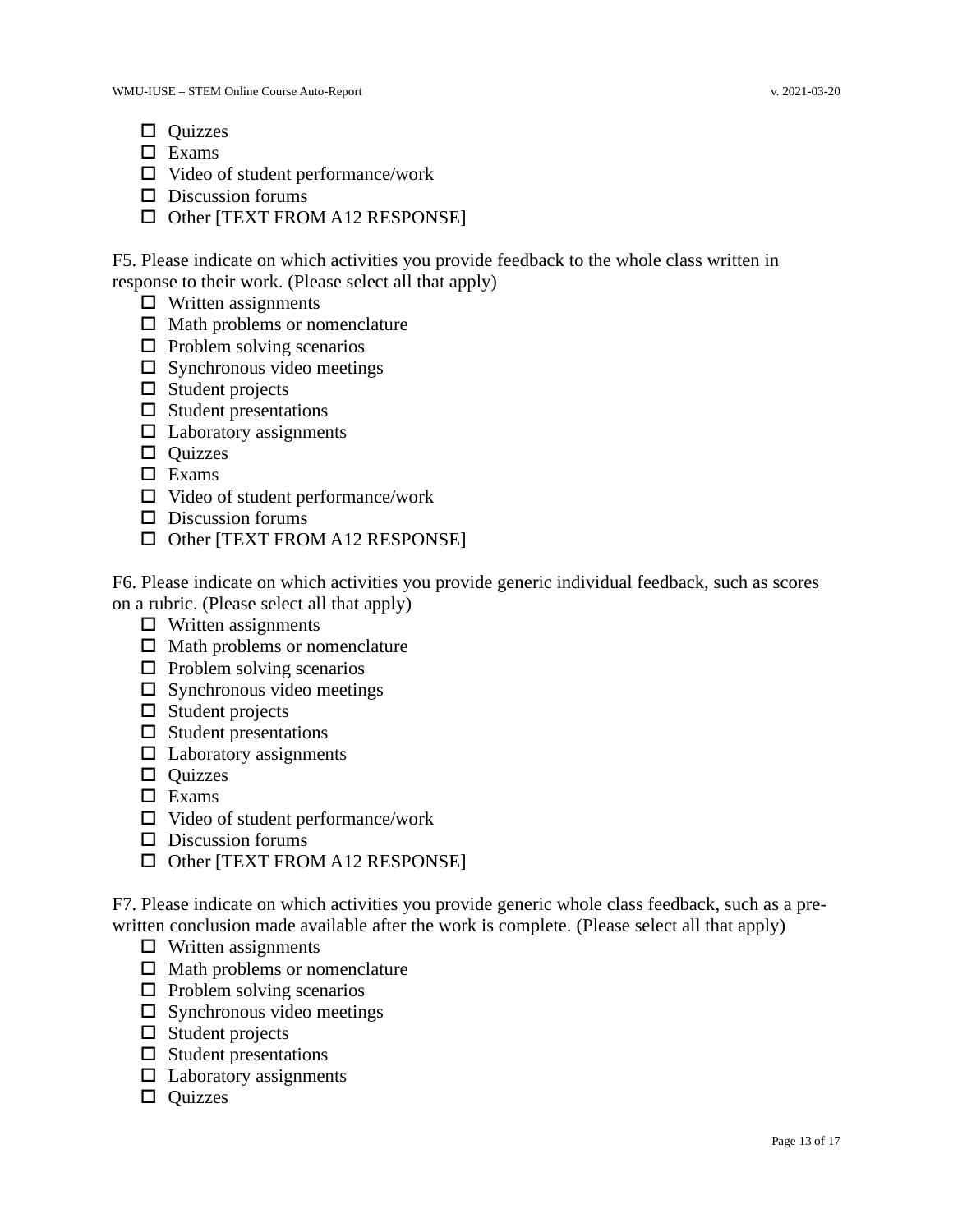- ☐ Quizzes
- ☐ Exams
- ☐ Video of student performance/work
- ☐ Discussion forums
- ☐ Other [TEXT FROM A12 RESPONSE]

F5. Please indicate on which activities you provide feedback to the whole class written in response to their work. (Please select all that apply)

- ☐ Written assignments
- ☐ Math problems or nomenclature
- ☐ Problem solving scenarios
- ☐ Synchronous video meetings
- ☐ Student projects
- ☐ Student presentations
- ☐ Laboratory assignments
- ☐ Quizzes
- ☐ Exams
- ☐ Video of student performance/work
- ☐ Discussion forums
- ☐ Other [TEXT FROM A12 RESPONSE]

F6. Please indicate on which activities you provide generic individual feedback, such as scores on a rubric. (Please select all that apply)

- ☐ Written assignments
- ☐ Math problems or nomenclature
- ☐ Problem solving scenarios
- ☐ Synchronous video meetings
- ☐ Student projects
- ☐ Student presentations
- ☐ Laboratory assignments
- ☐ Quizzes
- ☐ Exams
- ☐ Video of student performance/work
- ☐ Discussion forums
- ☐ Other [TEXT FROM A12 RESPONSE]

F7. Please indicate on which activities you provide generic whole class feedback, such as a pre-written conclusion made available after the work is complete. (Please select all that apply)

- ☐ Written assignments
- ☐ Math problems or nomenclature
- ☐ Problem solving scenarios
- ☐ Synchronous video meetings
- ☐ Student projects
- ☐ Student presentations
- ☐ Laboratory assignments
- ☐ Quizzes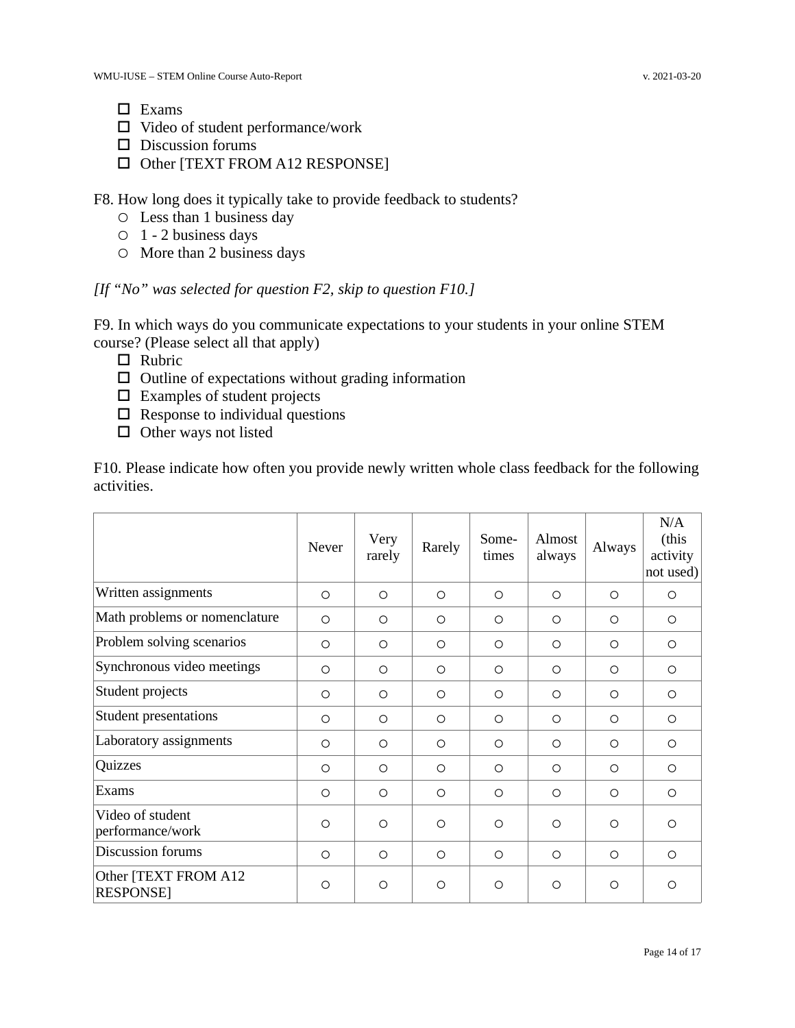- ☐ Exams
- ☐ Video of student performance/work
- ☐ Discussion forums
- ☐ Other [TEXT FROM A12 RESPONSE]

F8. How long does it typically take to provide feedback to students?

- ○ Less than 1 business day
- ○ 1 - 2 business days
- ○ More than 2 business days

*[If "No" was selected for question F2, skip to question F10.]*

F9. In which ways do you communicate expectations to your students in your online STEM course? (Please select all that apply)

- ☐ Rubric
- ☐ Outline of expectations without grading information
- ☐ Examples of student projects
- ☐ Response to individual questions
- ☐ Other ways not listed

F10. Please indicate how often you provide newly written whole class feedback for the following activities.

| | Never | Very rarely | Rarely | Some-times | Almost always | Always | N/A (this activity not used) |
|---|---|---|---|---|---|---|---|
| Written assignments | ○ | ○ | ○ | ○ | ○ | ○ | ○ |
| Math problems or nomenclature | ○ | ○ | ○ | ○ | ○ | ○ | ○ |
| Problem solving scenarios | ○ | ○ | ○ | ○ | ○ | ○ | ○ |
| Synchronous video meetings | ○ | ○ | ○ | ○ | ○ | ○ | ○ |
| Student projects | ○ | ○ | ○ | ○ | ○ | ○ | ○ |
| Student presentations | ○ | ○ | ○ | ○ | ○ | ○ | ○ |
| Laboratory assignments | ○ | ○ | ○ | ○ | ○ | ○ | ○ |
| Quizzes | ○ | ○ | ○ | ○ | ○ | ○ | ○ |
| Exams | ○ | ○ | ○ | ○ | ○ | ○ | ○ |
| Video of student performance/work | ○ | ○ | ○ | ○ | ○ | ○ | ○ |
| Discussion forums | ○ | ○ | ○ | ○ | ○ | ○ | ○ |
| Other [TEXT FROM A12 RESPONSE] | ○ | ○ | ○ | ○ | ○ | ○ | ○ |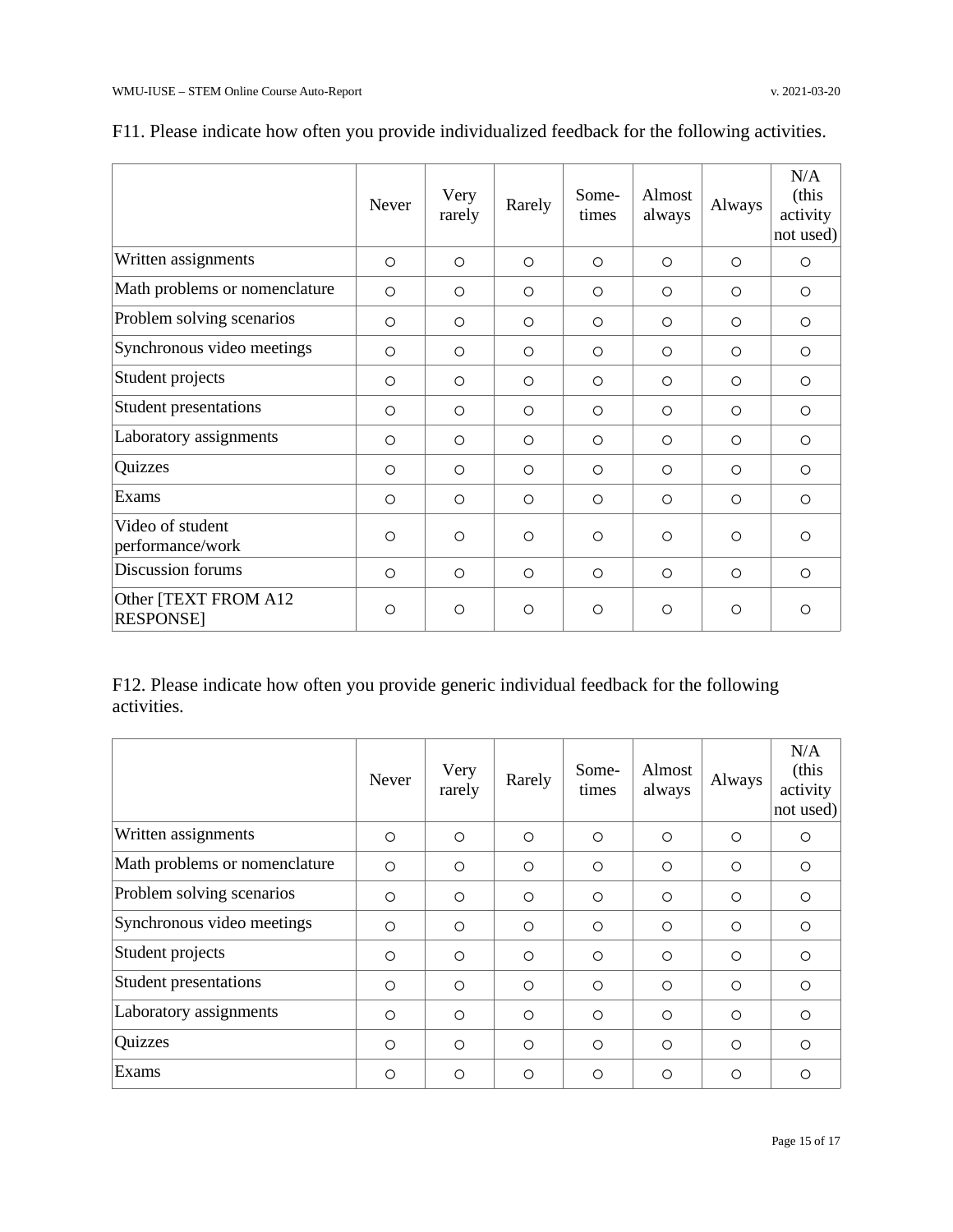F11. Please indicate how often you provide individualized feedback for the following activities.

| | Never | Very rarely | Rarely | Some-times | Almost always | Always | N/A (this activity not used) |
|---|---|---|---|---|---|---|---|
| Written assignments | ○ | ○ | ○ | ○ | ○ | ○ | ○ |
| Math problems or nomenclature | ○ | ○ | ○ | ○ | ○ | ○ | ○ |
| Problem solving scenarios | ○ | ○ | ○ | ○ | ○ | ○ | ○ |
| Synchronous video meetings | ○ | ○ | ○ | ○ | ○ | ○ | ○ |
| Student projects | ○ | ○ | ○ | ○ | ○ | ○ | ○ |
| Student presentations | ○ | ○ | ○ | ○ | ○ | ○ | ○ |
| Laboratory assignments | ○ | ○ | ○ | ○ | ○ | ○ | ○ |
| Quizzes | ○ | ○ | ○ | ○ | ○ | ○ | ○ |
| Exams | ○ | ○ | ○ | ○ | ○ | ○ | ○ |
| Video of student performance/work | ○ | ○ | ○ | ○ | ○ | ○ | ○ |
| Discussion forums | ○ | ○ | ○ | ○ | ○ | ○ | ○ |
| Other [TEXT FROM A12 RESPONSE] | ○ | ○ | ○ | ○ | ○ | ○ | ○ |

F12. Please indicate how often you provide generic individual feedback for the following activities.

| | Never | Very rarely | Rarely | Some-times | Almost always | Always | N/A (this activity not used) |
|---|---|---|---|---|---|---|---|
| Written assignments | ○ | ○ | ○ | ○ | ○ | ○ | ○ |
| Math problems or nomenclature | ○ | ○ | ○ | ○ | ○ | ○ | ○ |
| Problem solving scenarios | ○ | ○ | ○ | ○ | ○ | ○ | ○ |
| Synchronous video meetings | ○ | ○ | ○ | ○ | ○ | ○ | ○ |
| Student projects | ○ | ○ | ○ | ○ | ○ | ○ | ○ |
| Student presentations | ○ | ○ | ○ | ○ | ○ | ○ | ○ |
| Laboratory assignments | ○ | ○ | ○ | ○ | ○ | ○ | ○ |
| Quizzes | ○ | ○ | ○ | ○ | ○ | ○ | ○ |
| Exams | ○ | ○ | ○ | ○ | ○ | ○ | ○ |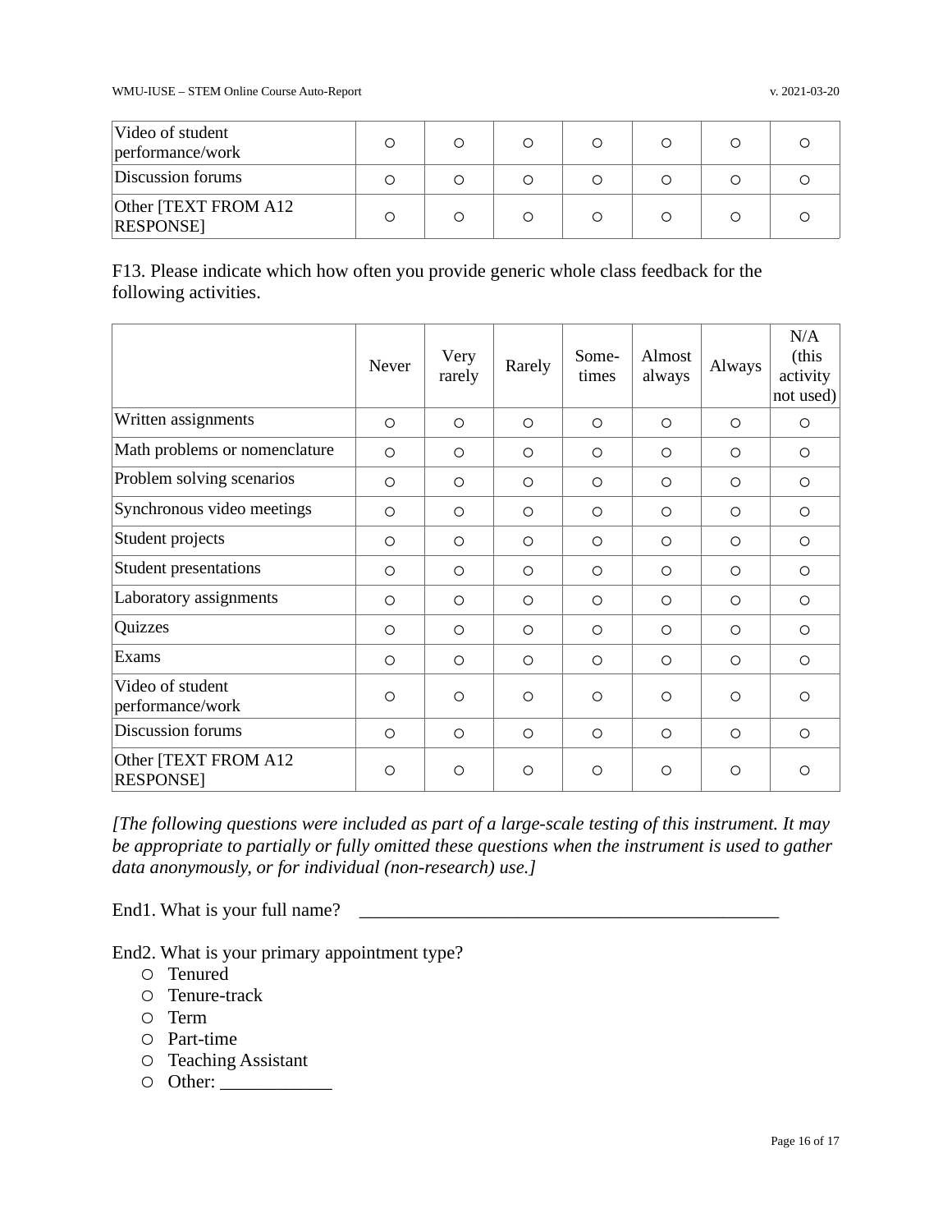| | | | | | | | |
|---|---|---|---|---|---|---|---|
| Video of student performance/work | ○ | ○ | ○ | ○ | ○ | ○ | ○ |
| Discussion forums | ○ | ○ | ○ | ○ | ○ | ○ | ○ |
| Other [TEXT FROM A12 RESPONSE] | ○ | ○ | ○ | ○ | ○ | ○ | ○ |

F13. Please indicate which how often you provide generic whole class feedback for the following activities.

| | Never | Very rarely | Rarely | Some-times | Almost always | Always | N/A (this activity not used) |
|---|---|---|---|---|---|---|---|
| Written assignments | ○ | ○ | ○ | ○ | ○ | ○ | ○ |
| Math problems or nomenclature | ○ | ○ | ○ | ○ | ○ | ○ | ○ |
| Problem solving scenarios | ○ | ○ | ○ | ○ | ○ | ○ | ○ |
| Synchronous video meetings | ○ | ○ | ○ | ○ | ○ | ○ | ○ |
| Student projects | ○ | ○ | ○ | ○ | ○ | ○ | ○ |
| Student presentations | ○ | ○ | ○ | ○ | ○ | ○ | ○ |
| Laboratory assignments | ○ | ○ | ○ | ○ | ○ | ○ | ○ |
| Quizzes | ○ | ○ | ○ | ○ | ○ | ○ | ○ |
| Exams | ○ | ○ | ○ | ○ | ○ | ○ | ○ |
| Video of student performance/work | ○ | ○ | ○ | ○ | ○ | ○ | ○ |
| Discussion forums | ○ | ○ | ○ | ○ | ○ | ○ | ○ |
| Other [TEXT FROM A12 RESPONSE] | ○ | ○ | ○ | ○ | ○ | ○ | ○ |

*[The following questions were included as part of a large-scale testing of this instrument. It may be appropriate to partially or fully omitted these questions when the instrument is used to gather data anonymously, or for individual (non-research) use.]*

End1. What is your full name? ____________________________________________

End2. What is your primary appointment type?

- ○ Tenured
- ○ Tenure-track
- ○ Term
- ○ Part-time
- ○ Teaching Assistant
- ○ Other: ___________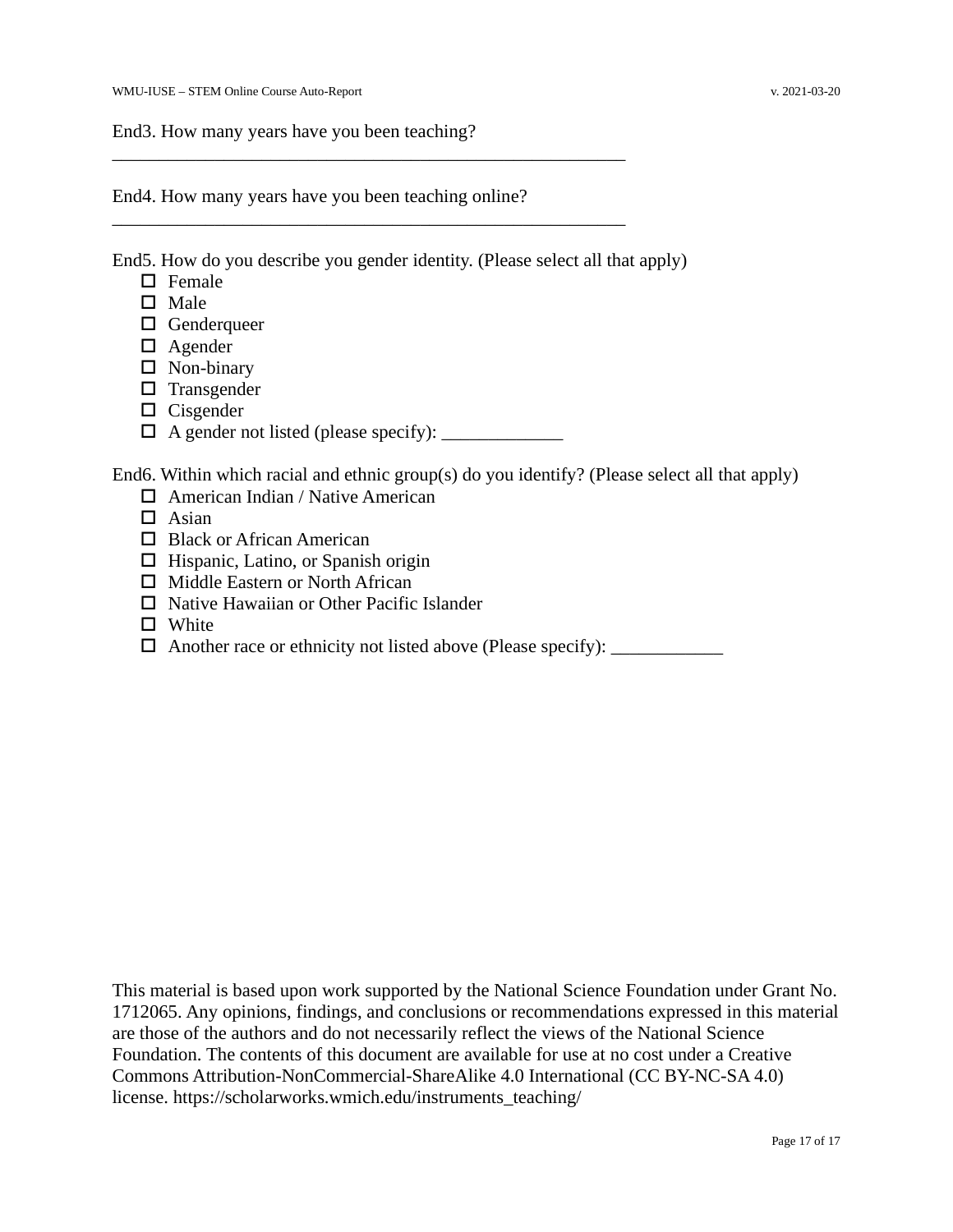End3. How many years have you been teaching?

___________________________________________________________

End4. How many years have you been teaching online?

___________________________________________________________

End5. How do you describe you gender identity. (Please select all that apply)

- ☐ Female
- ☐ Male
- ☐ Genderqueer
- ☐ Agender
- ☐ Non-binary
- ☐ Transgender
- ☐ Cisgender
- ☐ A gender not listed (please specify): _____________

End6. Within which racial and ethnic group(s) do you identify? (Please select all that apply)

- ☐ American Indian / Native American
- ☐ Asian
- ☐ Black or African American
- ☐ Hispanic, Latino, or Spanish origin
- ☐ Middle Eastern or North African
- ☐ Native Hawaiian or Other Pacific Islander
- ☐ White
- ☐ Another race or ethnicity not listed above (Please specify): ____________

This material is based upon work supported by the National Science Foundation under Grant No. 1712065. Any opinions, findings, and conclusions or recommendations expressed in this material are those of the authors and do not necessarily reflect the views of the National Science Foundation. The contents of this document are available for use at no cost under a Creative Commons Attribution-NonCommercial-ShareAlike 4.0 International (CC BY-NC-SA 4.0) license. https://scholarworks.wmich.edu/instruments_teaching/